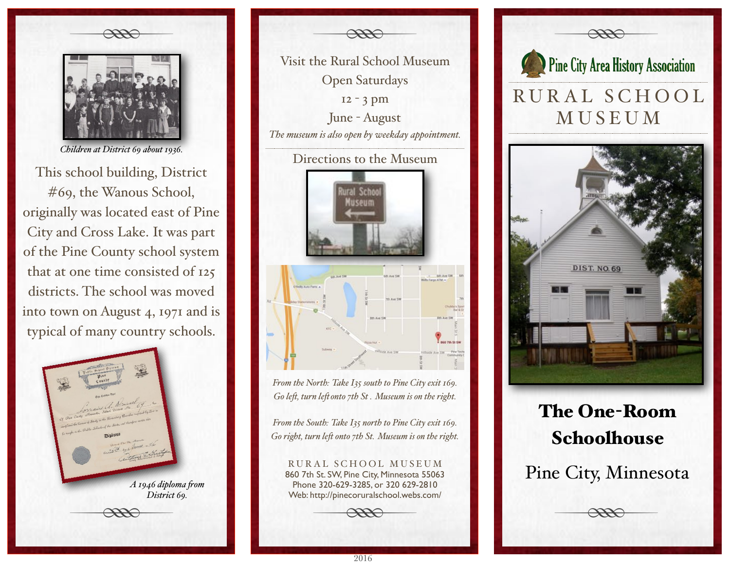*Children at District 69 about 1936.*

This school building, District #69, the Wanous School, originally was located east of Pine City and Cross Lake. It was part of the Pine County school system that at one time consisted of 125 districts. The school was moved into town on August 4, 1971 and is typical of many country schools.

*A 1946 diploma from District 69.*

Visit the Rural School Museum
Open Saturdays
12 - 3 pm
June - August

*The museum is also open by weekday appointment.*

Directions to the Museum

*From the North: Take I35 south to Pine City exit 169. Go left, turn left onto 7th St . Museum is on the right.*

*From the South: Take I35 north to Pine City exit 169. Go right, turn left onto 7th St. Museum is on the right.*

RURAL SCHOOL MUSEUM
860 7th St. SW, Pine City, Minnesota 55063
Phone 320-629-3285, or 320 629-2810
Web: http://pinecoruralschool.webs.com/

2016

Pine City Area History Association

# RURAL SCHOOL MUSEUM

## The One-Room Schoolhouse

Pine City, Minnesota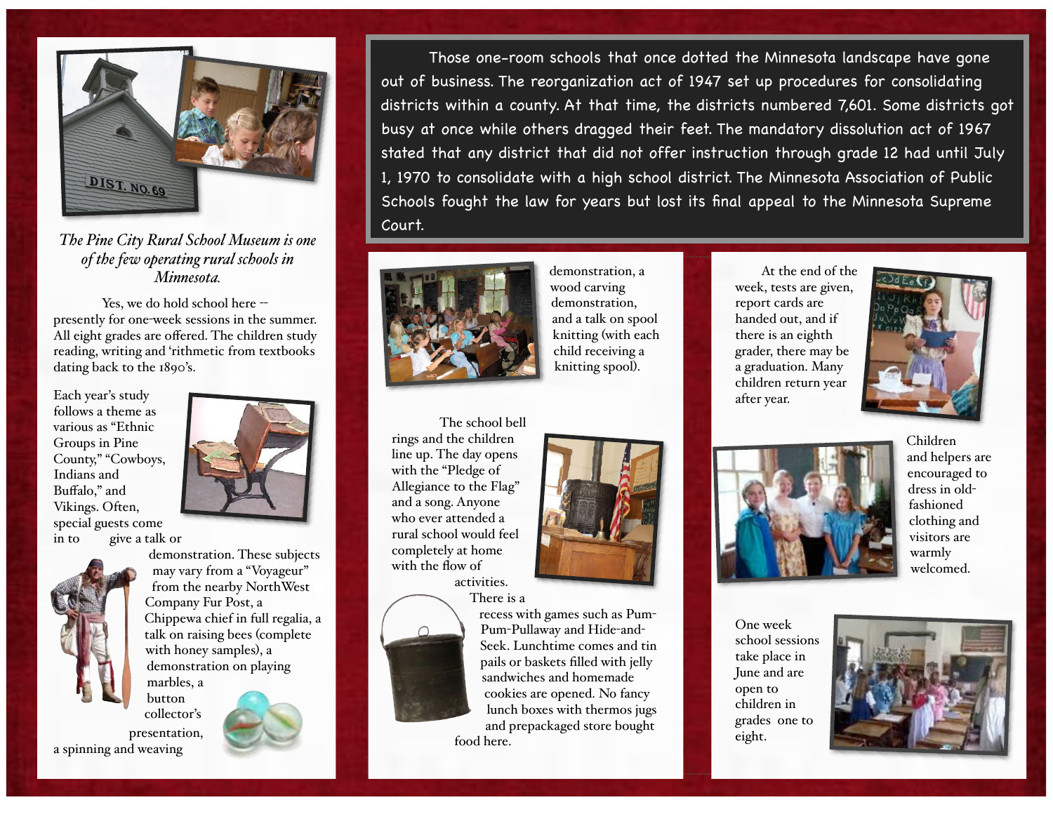*The Pine City Rural School Museum is one of the few operating rural schools in Minnesota.*

Yes, we do hold school here -- presently for one-week sessions in the summer. All eight grades are offered. The children study reading, writing and 'rithmetic from textbooks dating back to the 1890's.

Each year's study follows a theme as various as "Ethnic Groups in Pine County," "Cowboys, Indians and Buffalo," and Vikings. Often, special guests come in to give a talk or demonstration. These subjects may vary from a "Voyageur" from the nearby NorthWest Company Fur Post, a Chippewa chief in full regalia, a talk on raising bees (complete with honey samples), a demonstration on playing marbles, a button collector's presentation, a spinning and weaving demonstration, a wood carving demonstration, and a talk on spool knitting (with each child receiving a knitting spool).

Those one-room schools that once dotted the Minnesota landscape have gone out of business. The reorganization act of 1947 set up procedures for consolidating districts within a county. At that time, the districts numbered 7,601. Some districts got busy at once while others dragged their feet. The mandatory dissolution act of 1967 stated that any district that did not offer instruction through grade 12 had until July 1, 1970 to consolidate with a high school district. The Minnesota Association of Public Schools fought the law for years but lost its final appeal to the Minnesota Supreme Court.

The school bell rings and the children line up. The day opens with the "Pledge of Allegiance to the Flag" and a song. Anyone who ever attended a rural school would feel completely at home with the flow of activities.

There is a recess with games such as Pum-Pum-Pullaway and Hide-and-Seek. Lunchtime comes and tin pails or baskets filled with jelly sandwiches and homemade cookies are opened. No fancy lunch boxes with thermos jugs and prepackaged store bought food here.

At the end of the week, tests are given, report cards are handed out, and if there is an eighth grader, there may be a graduation. Many children return year after year.

Children and helpers are encouraged to dress in old-fashioned clothing and visitors are warmly welcomed.

One week school sessions take place in June and are open to children in grades one to eight.